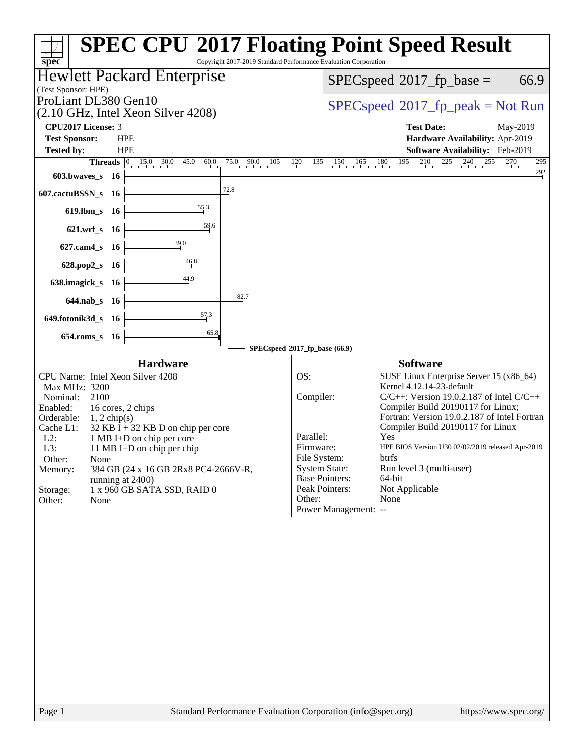# SPEC CPU 2017 Floating Point Speed Result

Copyright 2017-2019 Standard Performance Evaluation Corporation

**Hewlett Packard Enterprise**
(Test Sponsor: HPE)
ProLiant DL380 Gen10
(2.10 GHz, Intel Xeon Silver 4208)

SPECspeed 2017_fp_base = 66.9

SPECspeed 2017_fp_peak = Not Run

| | | | |
|---|---|---|---|
| **CPU2017 License:** | 3 | **Test Date:** | May-2019 |
| **Test Sponsor:** | HPE | **Hardware Availability:** | Apr-2019 |
| **Tested by:** | HPE | **Software Availability:** | Feb-2019 |

| Benchmark | Threads | Base |
|---|---|---|
| 603.bwaves_s | 16 | 292 |
| 607.cactuBSSN_s | 16 | 72.8 |
| 619.lbm_s | 16 | 55.3 |
| 621.wrf_s | 16 | 59.6 |
| 627.cam4_s | 16 | 39.0 |
| 628.pop2_s | 16 | 46.8 |
| 638.imagick_s | 16 | 44.9 |
| 644.nab_s | 16 | 82.7 |
| 649.fotonik3d_s | 16 | 57.3 |
| 654.roms_s | 16 | 65.8 |

SPECspeed 2017_fp_base (66.9)

## Hardware

| | |
|---|---|
| CPU Name: | Intel Xeon Silver 4208 |
| Max MHz: | 3200 |
| Nominal: | 2100 |
| Enabled: | 16 cores, 2 chips |
| Orderable: | 1, 2 chip(s) |
| Cache L1: | 32 KB I + 32 KB D on chip per core |
| L2: | 1 MB I+D on chip per core |
| L3: | 11 MB I+D on chip per chip |
| Other: | None |
| Memory: | 384 GB (24 x 16 GB 2Rx8 PC4-2666V-R, running at 2400) |
| Storage: | 1 x 960 GB SATA SSD, RAID 0 |
| Other: | None |

## Software

| | |
|---|---|
| OS: | SUSE Linux Enterprise Server 15 (x86_64) Kernel 4.12.14-23-default |
| Compiler: | C/C++: Version 19.0.2.187 of Intel C/C++ Compiler Build 20190117 for Linux; Fortran: Version 19.0.2.187 of Intel Fortran Compiler Build 20190117 for Linux |
| Parallel: | Yes |
| Firmware: | HPE BIOS Version U30 02/02/2019 released Apr-2019 |
| File System: | btrfs |
| System State: | Run level 3 (multi-user) |
| Base Pointers: | 64-bit |
| Peak Pointers: | Not Applicable |
| Other: | None |
| Power Management: | -- |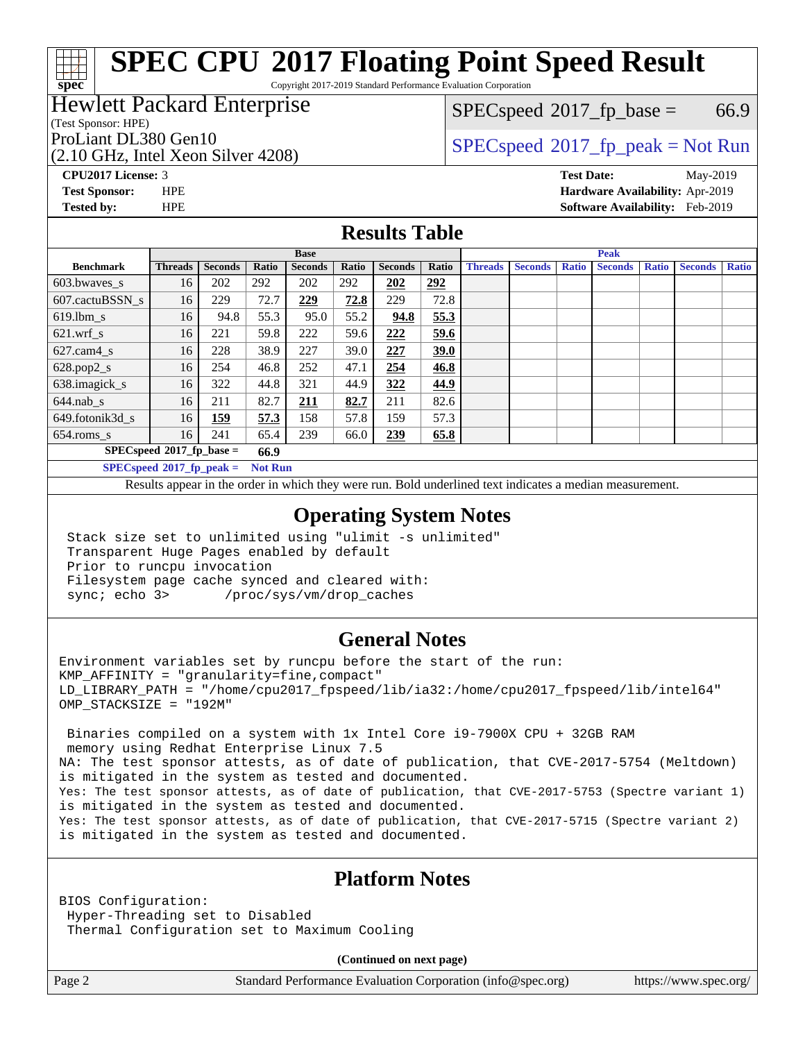# SPEC CPU 2017 Floating Point Speed Result

Copyright 2017-2019 Standard Performance Evaluation Corporation

**Hewlett Packard Enterprise**
(Test Sponsor: HPE)
ProLiant DL380 Gen10
(2.10 GHz, Intel Xeon Silver 4208)

SPECspeed 2017_fp_base = 66.9

SPECspeed 2017_fp_peak = Not Run

**CPU2017 License:** 3
**Test Sponsor:** HPE
**Tested by:** HPE

**Test Date:** May-2019
**Hardware Availability:** Apr-2019
**Software Availability:** Feb-2019

## Results Table

| Benchmark | Base | | | | | | | Peak | | | | | | |
|---|---|---|---|---|---|---|---|---|---|---|---|---|---|---|
| | Threads | Seconds | Ratio | Seconds | Ratio | Seconds | Ratio | Threads | Seconds | Ratio | Seconds | Ratio | Seconds | Ratio |
| 603.bwaves_s | 16 | 202 | 292 | 202 | 292 | **202** | **292** | | | | | | | |
| 607.cactuBSSN_s | 16 | 229 | 72.7 | **229** | **72.8** | 229 | 72.8 | | | | | | | |
| 619.lbm_s | 16 | 94.8 | 55.3 | 95.0 | 55.2 | **94.8** | **55.3** | | | | | | | |
| 621.wrf_s | 16 | 221 | 59.8 | 222 | 59.6 | **222** | **59.6** | | | | | | | |
| 627.cam4_s | 16 | 228 | 38.9 | 227 | 39.0 | **227** | **39.0** | | | | | | | |
| 628.pop2_s | 16 | 254 | 46.8 | 252 | 47.1 | **254** | **46.8** | | | | | | | |
| 638.imagick_s | 16 | 322 | 44.8 | 321 | 44.9 | **322** | **44.9** | | | | | | | |
| 644.nab_s | 16 | 211 | 82.7 | **211** | **82.7** | 211 | 82.6 | | | | | | | |
| 649.fotonik3d_s | 16 | **159** | **57.3** | 158 | 57.8 | 159 | 57.3 | | | | | | | |
| 654.roms_s | 16 | 241 | 65.4 | 239 | 66.0 | **239** | **65.8** | | | | | | | |

**SPECspeed 2017_fp_base = 66.9**

**SPECspeed 2017_fp_peak = Not Run**

Results appear in the order in which they were run. Bold underlined text indicates a median measurement.

## Operating System Notes

```
Stack size set to unlimited using "ulimit -s unlimited"
Transparent Huge Pages enabled by default
Prior to runcpu invocation
Filesystem page cache synced and cleared with:
sync; echo 3>       /proc/sys/vm/drop_caches
```

## General Notes

```
Environment variables set by runcpu before the start of the run:
KMP_AFFINITY = "granularity=fine,compact"
LD_LIBRARY_PATH = "/home/cpu2017_fpspeed/lib/ia32:/home/cpu2017_fpspeed/lib/intel64"
OMP_STACKSIZE = "192M"

 Binaries compiled on a system with 1x Intel Core i9-7900X CPU + 32GB RAM
 memory using Redhat Enterprise Linux 7.5
NA: The test sponsor attests, as of date of publication, that CVE-2017-5754 (Meltdown)
is mitigated in the system as tested and documented.
Yes: The test sponsor attests, as of date of publication, that CVE-2017-5753 (Spectre variant 1)
is mitigated in the system as tested and documented.
Yes: The test sponsor attests, as of date of publication, that CVE-2017-5715 (Spectre variant 2)
is mitigated in the system as tested and documented.
```

## Platform Notes

```
BIOS Configuration:
 Hyper-Threading set to Disabled
 Thermal Configuration set to Maximum Cooling
```

**(Continued on next page)**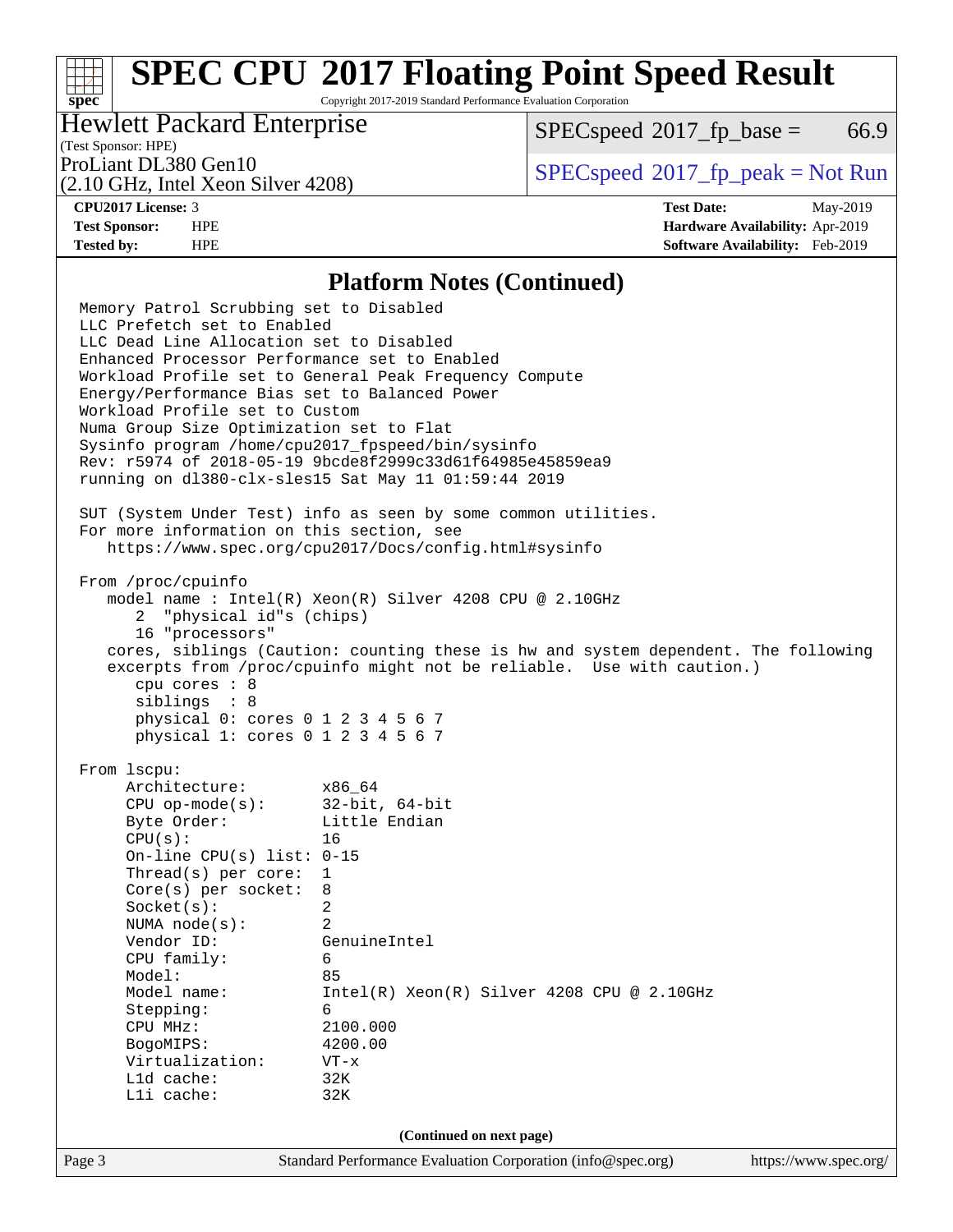# SPEC CPU 2017 Floating Point Speed Result

Copyright 2017-2019 Standard Performance Evaluation Corporation

**Hewlett Packard Enterprise**
(Test Sponsor: HPE)
ProLiant DL380 Gen10
(2.10 GHz, Intel Xeon Silver 4208)

SPECspeed 2017_fp_base = 66.9

SPECspeed 2017_fp_peak = Not Run

| | | | |
|---|---|---|---|
| **CPU2017 License:** | 3 | **Test Date:** | May-2019 |
| **Test Sponsor:** | HPE | **Hardware Availability:** | Apr-2019 |
| **Tested by:** | HPE | **Software Availability:** | Feb-2019 |

## Platform Notes (Continued)

```
Memory Patrol Scrubbing set to Disabled
LLC Prefetch set to Enabled
LLC Dead Line Allocation set to Disabled
Enhanced Processor Performance set to Enabled
Workload Profile set to General Peak Frequency Compute
Energy/Performance Bias set to Balanced Power
Workload Profile set to Custom
Numa Group Size Optimization set to Flat
Sysinfo program /home/cpu2017_fpspeed/bin/sysinfo
Rev: r5974 of 2018-05-19 9bcde8f2999c33d61f64985e45859ea9
running on dl380-clx-sles15 Sat May 11 01:59:44 2019

SUT (System Under Test) info as seen by some common utilities.
For more information on this section, see
   https://www.spec.org/cpu2017/Docs/config.html#sysinfo

From /proc/cpuinfo
   model name : Intel(R) Xeon(R) Silver 4208 CPU @ 2.10GHz
      2  "physical id"s (chips)
      16 "processors"
   cores, siblings (Caution: counting these is hw and system dependent. The following
   excerpts from /proc/cpuinfo might not be reliable.  Use with caution.)
      cpu cores : 8
      siblings  : 8
      physical 0: cores 0 1 2 3 4 5 6 7
      physical 1: cores 0 1 2 3 4 5 6 7

From lscpu:
     Architecture:        x86_64
     CPU op-mode(s):      32-bit, 64-bit
     Byte Order:          Little Endian
     CPU(s):              16
     On-line CPU(s) list: 0-15
     Thread(s) per core:  1
     Core(s) per socket:  8
     Socket(s):           2
     NUMA node(s):        2
     Vendor ID:           GenuineIntel
     CPU family:          6
     Model:               85
     Model name:          Intel(R) Xeon(R) Silver 4208 CPU @ 2.10GHz
     Stepping:            6
     CPU MHz:             2100.000
     BogoMIPS:            4200.00
     Virtualization:      VT-x
     L1d cache:           32K
     L1i cache:           32K
```

**(Continued on next page)**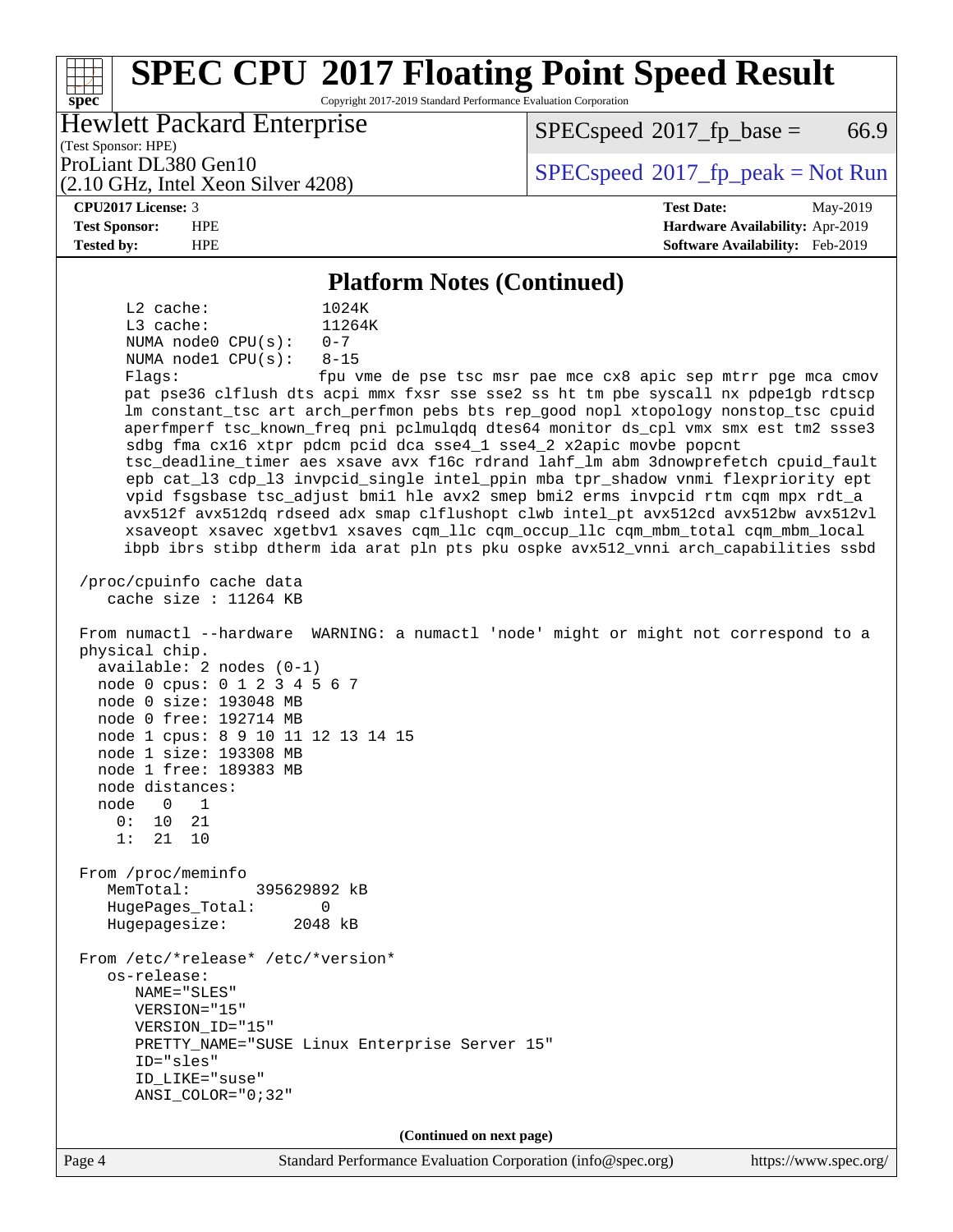## Platform Notes (Continued)

```
      L2 cache:            1024K
      L3 cache:            11264K
      NUMA node0 CPU(s):   0-7
      NUMA node1 CPU(s):   8-15
      Flags:               fpu vme de pse tsc msr pae mce cx8 apic sep mtrr pge mca cmov
      pat pse36 clflush dts acpi mmx fxsr sse sse2 ss ht tm pbe syscall nx pdpe1gb rdtscp
      lm constant_tsc art arch_perfmon pebs bts rep_good nopl xtopology nonstop_tsc cpuid
      aperfmperf tsc_known_freq pni pclmulqdq dtes64 monitor ds_cpl vmx smx est tm2 ssse3
      sdbg fma cx16 xtpr pdcm pcid dca sse4_1 sse4_2 x2apic movbe popcnt
      tsc_deadline_timer aes xsave avx f16c rdrand lahf_lm abm 3dnowprefetch cpuid_fault
      epb cat_l3 cdp_l3 invpcid_single intel_ppin mba tpr_shadow vnmi flexpriority ept
      vpid fsgsbase tsc_adjust bmi1 hle avx2 smep bmi2 erms invpcid rtm cqm mpx rdt_a
      avx512f avx512dq rdseed adx smap clflushopt clwb intel_pt avx512cd avx512bw avx512vl
      xsaveopt xsavec xgetbv1 xsaves cqm_llc cqm_occup_llc cqm_mbm_total cqm_mbm_local
      ibpb ibrs stibp dtherm ida arat pln pts pku ospke avx512_vnni arch_capabilities ssbd

 /proc/cpuinfo cache data
    cache size : 11264 KB

 From numactl --hardware  WARNING: a numactl 'node' might or might not correspond to a
 physical chip.
   available: 2 nodes (0-1)
   node 0 cpus: 0 1 2 3 4 5 6 7
   node 0 size: 193048 MB
   node 0 free: 192714 MB
   node 1 cpus: 8 9 10 11 12 13 14 15
   node 1 size: 193308 MB
   node 1 free: 189383 MB
   node distances:
   node   0   1
     0:  10  21
     1:  21  10

 From /proc/meminfo
    MemTotal:       395629892 kB
    HugePages_Total:       0
    Hugepagesize:       2048 kB

 From /etc/*release* /etc/*version*
    os-release:
       NAME="SLES"
       VERSION="15"
       VERSION_ID="15"
       PRETTY_NAME="SUSE Linux Enterprise Server 15"
       ID="sles"
       ID_LIKE="suse"
       ANSI_COLOR="0;32"
```

**(Continued on next page)**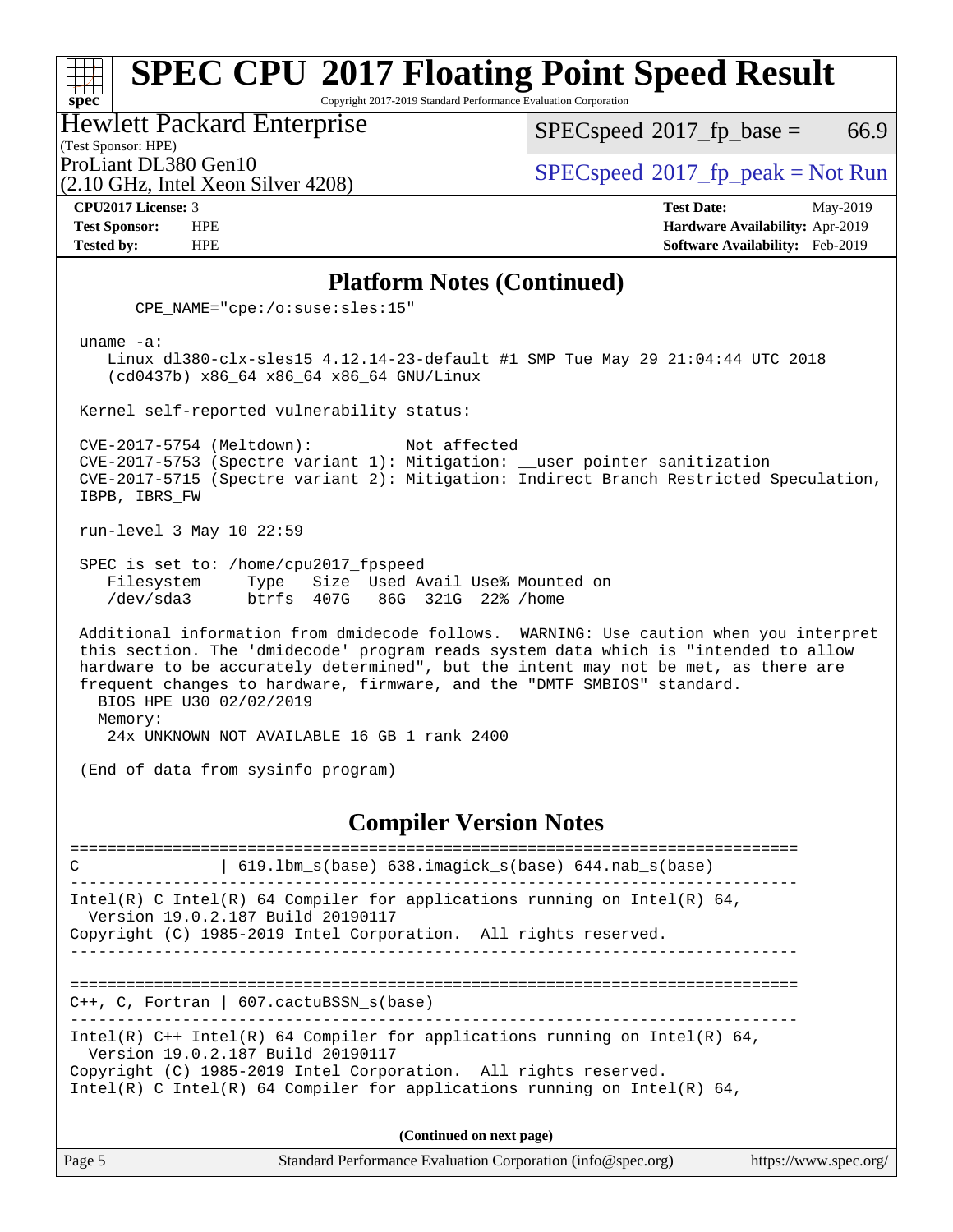# SPEC CPU 2017 Floating Point Speed Result

Copyright 2017-2019 Standard Performance Evaluation Corporation

**Hewlett Packard Enterprise**
(Test Sponsor: HPE)
ProLiant DL380 Gen10
(2.10 GHz, Intel Xeon Silver 4208)

SPECspeed 2017_fp_base = 66.9
SPECspeed 2017_fp_peak = Not Run

**CPU2017 License:** 3
**Test Sponsor:** HPE
**Tested by:** HPE

**Test Date:** May-2019
**Hardware Availability:** Apr-2019
**Software Availability:** Feb-2019

## Platform Notes (Continued)

```
      CPE_NAME="cpe:/o:suse:sles:15"

 uname -a:
    Linux dl380-clx-sles15 4.12.14-23-default #1 SMP Tue May 29 21:04:44 UTC 2018
    (cd0437b) x86_64 x86_64 x86_64 GNU/Linux

 Kernel self-reported vulnerability status:

 CVE-2017-5754 (Meltdown):          Not affected
 CVE-2017-5753 (Spectre variant 1): Mitigation: __user pointer sanitization
 CVE-2017-5715 (Spectre variant 2): Mitigation: Indirect Branch Restricted Speculation,
 IBPB, IBRS_FW

 run-level 3 May 10 22:59

 SPEC is set to: /home/cpu2017_fpspeed
    Filesystem     Type   Size  Used Avail Use% Mounted on
    /dev/sda3      btrfs  407G   86G  321G  22% /home

 Additional information from dmidecode follows.  WARNING: Use caution when you interpret
 this section. The 'dmidecode' program reads system data which is "intended to allow
 hardware to be accurately determined", but the intent may not be met, as there are
 frequent changes to hardware, firmware, and the "DMTF SMBIOS" standard.
   BIOS HPE U30 02/02/2019
   Memory:
     24x UNKNOWN NOT AVAILABLE 16 GB 1 rank 2400

 (End of data from sysinfo program)
```

## Compiler Version Notes

```
==============================================================================
C               | 619.lbm_s(base) 638.imagick_s(base) 644.nab_s(base)
------------------------------------------------------------------------------
Intel(R) C Intel(R) 64 Compiler for applications running on Intel(R) 64,
  Version 19.0.2.187 Build 20190117
Copyright (C) 1985-2019 Intel Corporation.  All rights reserved.
------------------------------------------------------------------------------

==============================================================================
C++, C, Fortran | 607.cactuBSSN_s(base)
------------------------------------------------------------------------------
Intel(R) C++ Intel(R) 64 Compiler for applications running on Intel(R) 64,
  Version 19.0.2.187 Build 20190117
Copyright (C) 1985-2019 Intel Corporation.  All rights reserved.
Intel(R) C Intel(R) 64 Compiler for applications running on Intel(R) 64,
```

(Continued on next page)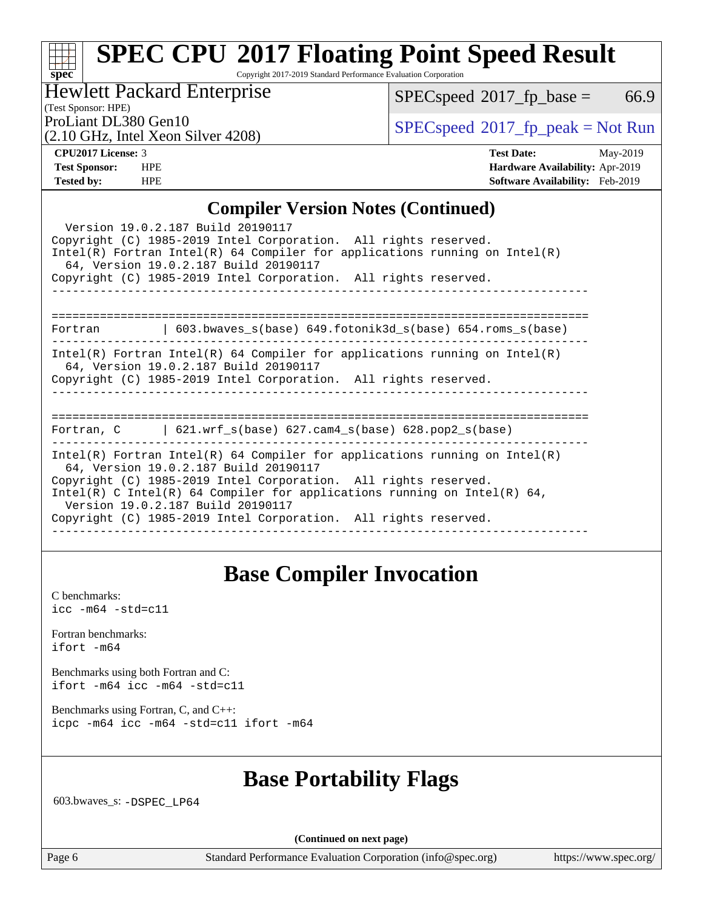## Compiler Version Notes (Continued)

```
  Version 19.0.2.187 Build 20190117
Copyright (C) 1985-2019 Intel Corporation.  All rights reserved.
Intel(R) Fortran Intel(R) 64 Compiler for applications running on Intel(R)
  64, Version 19.0.2.187 Build 20190117
Copyright (C) 1985-2019 Intel Corporation.  All rights reserved.
------------------------------------------------------------------------------

==============================================================================
Fortran         | 603.bwaves_s(base) 649.fotonik3d_s(base) 654.roms_s(base)
------------------------------------------------------------------------------
Intel(R) Fortran Intel(R) 64 Compiler for applications running on Intel(R)
  64, Version 19.0.2.187 Build 20190117
Copyright (C) 1985-2019 Intel Corporation.  All rights reserved.
------------------------------------------------------------------------------

==============================================================================
Fortran, C      | 621.wrf_s(base) 627.cam4_s(base) 628.pop2_s(base)
------------------------------------------------------------------------------
Intel(R) Fortran Intel(R) 64 Compiler for applications running on Intel(R)
  64, Version 19.0.2.187 Build 20190117
Copyright (C) 1985-2019 Intel Corporation.  All rights reserved.
Intel(R) C Intel(R) 64 Compiler for applications running on Intel(R) 64,
  Version 19.0.2.187 Build 20190117
Copyright (C) 1985-2019 Intel Corporation.  All rights reserved.
------------------------------------------------------------------------------
```

## Base Compiler Invocation

C benchmarks:
`icc -m64 -std=c11`

Fortran benchmarks:
`ifort -m64`

Benchmarks using both Fortran and C:
`ifort -m64 icc -m64 -std=c11`

Benchmarks using Fortran, C, and C++:
`icpc -m64 icc -m64 -std=c11 ifort -m64`

## Base Portability Flags

603.bwaves_s: `-DSPEC_LP64`

(Continued on next page)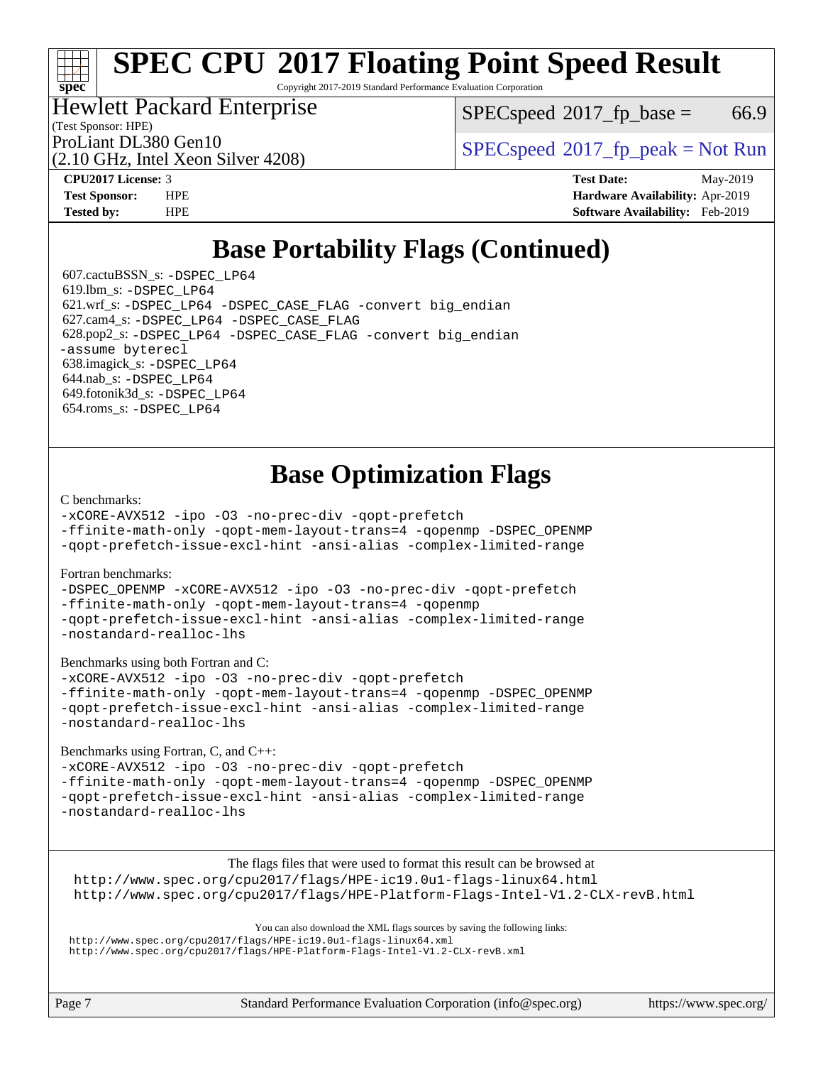## Base Portability Flags (Continued)

607.cactuBSSN_s: -DSPEC_LP64
619.lbm_s: -DSPEC_LP64
621.wrf_s: -DSPEC_LP64 -DSPEC_CASE_FLAG -convert big_endian
627.cam4_s: -DSPEC_LP64 -DSPEC_CASE_FLAG
628.pop2_s: -DSPEC_LP64 -DSPEC_CASE_FLAG -convert big_endian -assume byterecl
638.imagick_s: -DSPEC_LP64
644.nab_s: -DSPEC_LP64
649.fotonik3d_s: -DSPEC_LP64
654.roms_s: -DSPEC_LP64

## Base Optimization Flags

C benchmarks:

-xCORE-AVX512 -ipo -O3 -no-prec-div -qopt-prefetch -ffinite-math-only -qopt-mem-layout-trans=4 -qopenmp -DSPEC_OPENMP -qopt-prefetch-issue-excl-hint -ansi-alias -complex-limited-range

Fortran benchmarks:

-DSPEC_OPENMP -xCORE-AVX512 -ipo -O3 -no-prec-div -qopt-prefetch -ffinite-math-only -qopt-mem-layout-trans=4 -qopenmp -qopt-prefetch-issue-excl-hint -ansi-alias -complex-limited-range -nostandard-realloc-lhs

Benchmarks using both Fortran and C:

-xCORE-AVX512 -ipo -O3 -no-prec-div -qopt-prefetch -ffinite-math-only -qopt-mem-layout-trans=4 -qopenmp -DSPEC_OPENMP -qopt-prefetch-issue-excl-hint -ansi-alias -complex-limited-range -nostandard-realloc-lhs

Benchmarks using Fortran, C, and C++:

-xCORE-AVX512 -ipo -O3 -no-prec-div -qopt-prefetch -ffinite-math-only -qopt-mem-layout-trans=4 -qopenmp -DSPEC_OPENMP -qopt-prefetch-issue-excl-hint -ansi-alias -complex-limited-range -nostandard-realloc-lhs

The flags files that were used to format this result can be browsed at
http://www.spec.org/cpu2017/flags/HPE-ic19.0u1-flags-linux64.html
http://www.spec.org/cpu2017/flags/HPE-Platform-Flags-Intel-V1.2-CLX-revB.html

You can also download the XML flags sources by saving the following links:
http://www.spec.org/cpu2017/flags/HPE-ic19.0u1-flags-linux64.xml
http://www.spec.org/cpu2017/flags/HPE-Platform-Flags-Intel-V1.2-CLX-revB.xml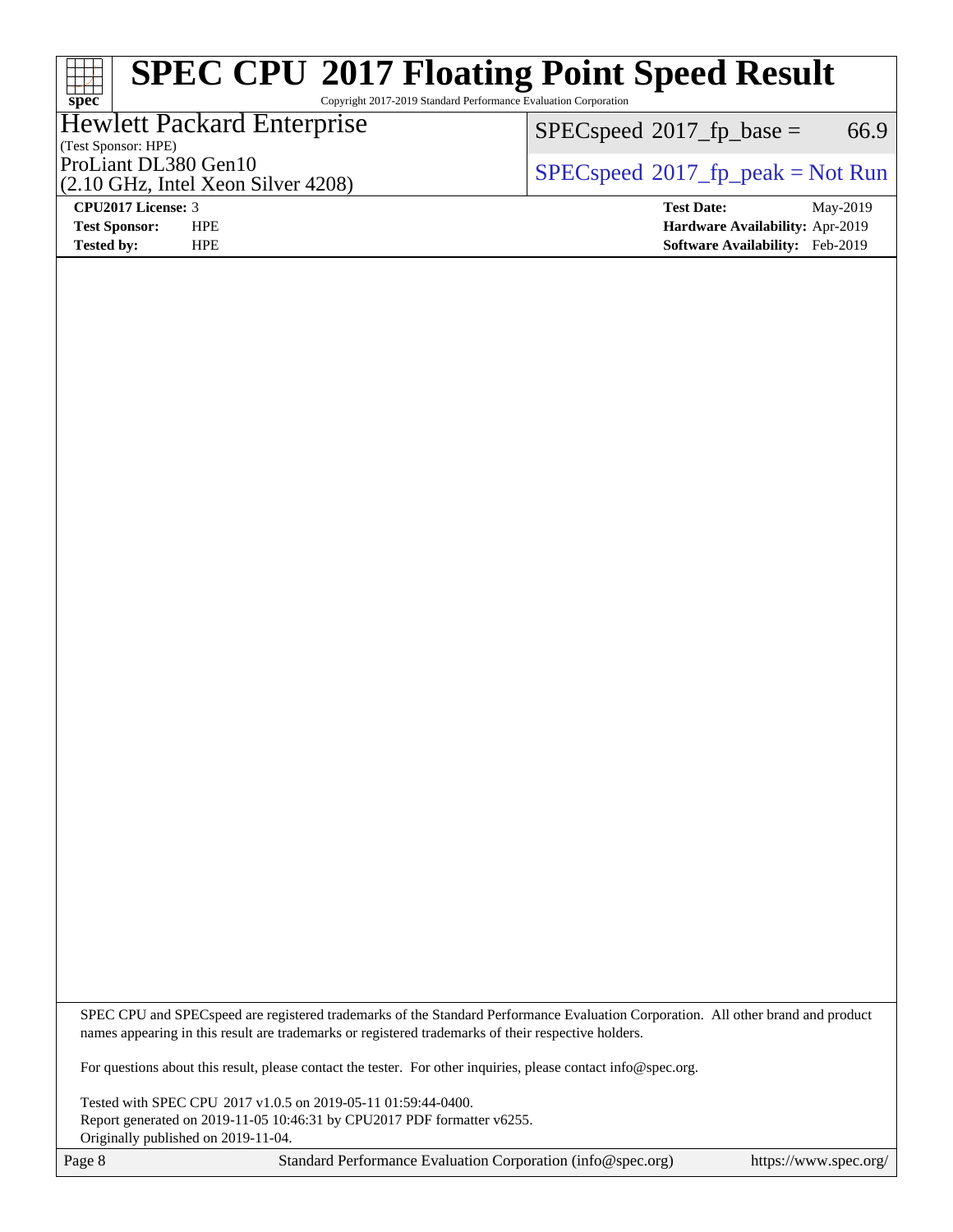SPEC CPU and SPECspeed are registered trademarks of the Standard Performance Evaluation Corporation. All other brand and product names appearing in this result are trademarks or registered trademarks of their respective holders.

For questions about this result, please contact the tester. For other inquiries, please contact info@spec.org.

Tested with SPEC CPU 2017 v1.0.5 on 2019-05-11 01:59:44-0400.
Report generated on 2019-11-05 10:46:31 by CPU2017 PDF formatter v6255.
Originally published on 2019-11-04.